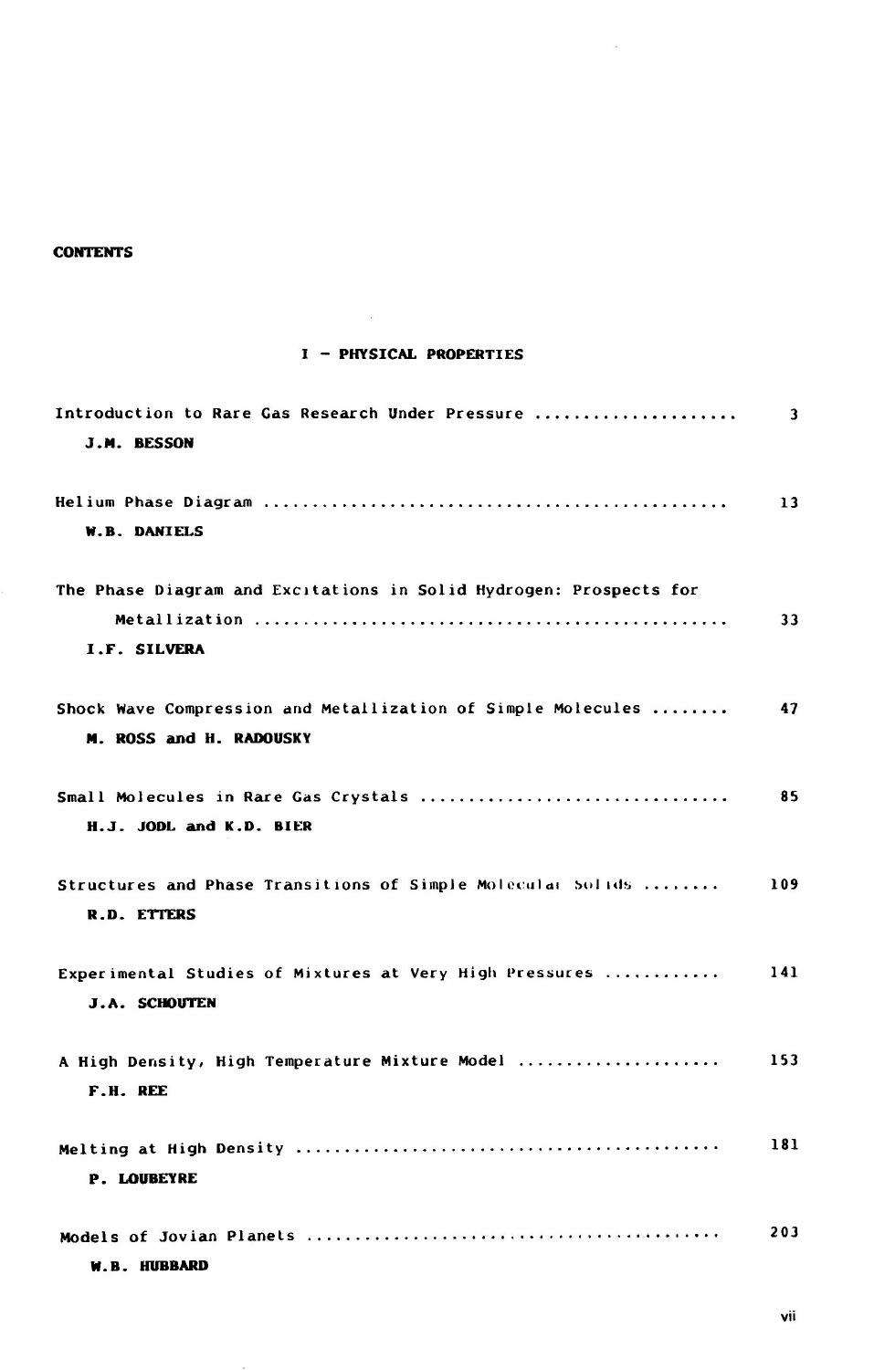# CONTENTS

## I – PHYSICAL PROPERTIES

Introduction to Rare Gas Research Under Pressure .................... 3
**J.M. BESSON**

Helium Phase Diagram .............................................. 13
**W.B. DANIELS**

The Phase Diagram and Excitations in Solid Hydrogen: Prospects for Metallization ................................................ 33
**I.F. SILVERA**

Shock Wave Compression and Metallization of Simple Molecules ........ 47
**M. ROSS and H. RADOUSKY**

Small Molecules in Rare Gas Crystals ............................... 85
**H.J. JODL and K.D. BIER**

Structures and Phase Transitions of Simple Molecular Solids ........ 109
**R.D. ETTERS**

Experimental Studies of Mixtures at Very High Pressures ........... 141
**J.A. SCHOUTEN**

A High Density, High Temperature Mixture Model .................... 153
**F.H. REE**

Melting at High Density ........................................... 181
**P. LOUBEYRE**

Models of Jovian Planets .......................................... 203
**W.B. HUBBARD**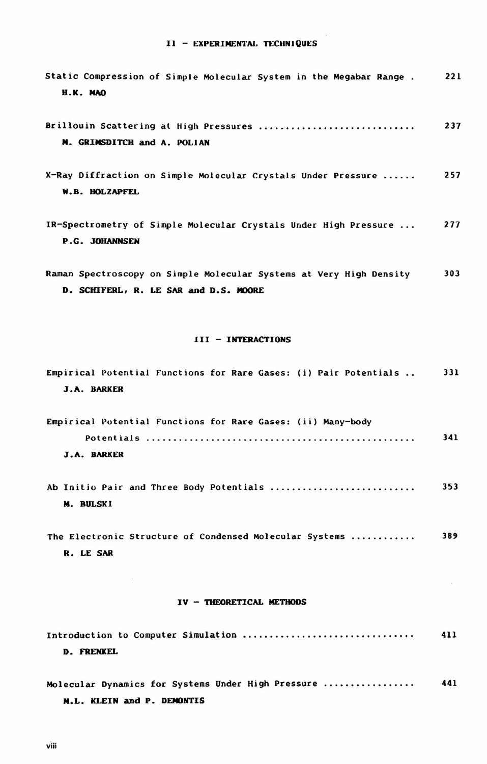## II - EXPERIMENTAL TECHNIQUES

Static Compression of Simple Molecular System in the Megabar Range . 221
**H.K. MAO**

Brillouin Scattering at High Pressures ............................ 237
**M. GRIMSDITCH and A. POLIAN**

X-Ray Diffraction on Simple Molecular Crystals Under Pressure ...... 257
**W.B. HOLZAPFEL**

IR-Spectrometry of Simple Molecular Crystals Under High Pressure ... 277
**P.G. JOHANNSEN**

Raman Spectroscopy on Simple Molecular Systems at Very High Density 303
**D. SCHIFERL, R. LE SAR and D.S. MOORE**

## III - INTERACTIONS

Empirical Potential Functions for Rare Gases: (i) Pair Potentials .. 331
**J.A. BARKER**

Empirical Potential Functions for Rare Gases: (ii) Many-body Potentials ................................................ 341
**J.A. BARKER**

Ab Initio Pair and Three Body Potentials .......................... 353
**M. BULSKI**

The Electronic Structure of Condensed Molecular Systems ........... 389
**R. LE SAR**

## IV - THEORETICAL METHODS

Introduction to Computer Simulation ............................... 411
**D. FRENKEL**

Molecular Dynamics for Systems Under High Pressure ................ 441
**M.L. KLEIN and P. DEMONTIS**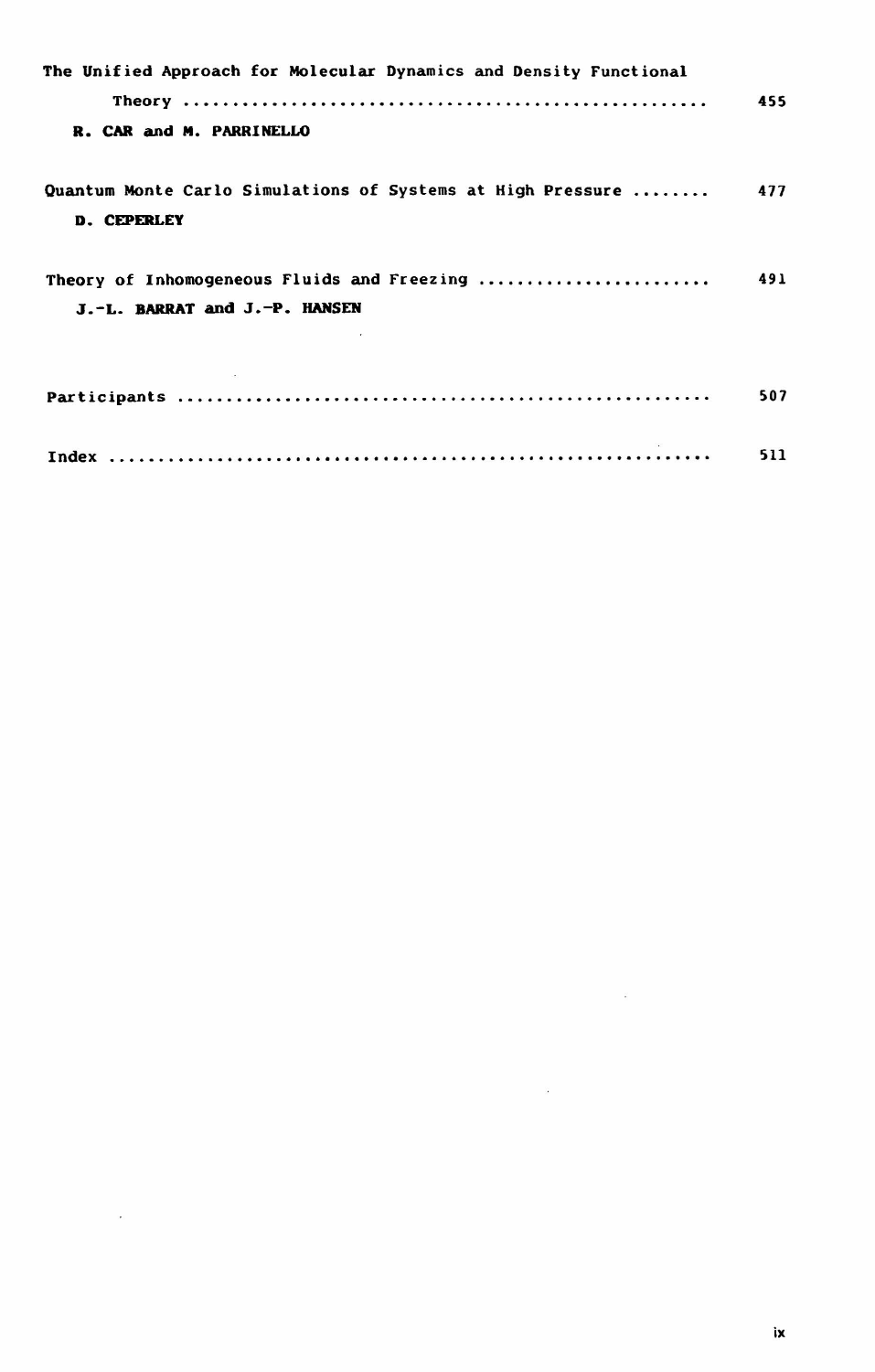The Unified Approach for Molecular Dynamics and Density Functional Theory ..................................................... 455

**R. CAR and M. PARRINELLO**

Quantum Monte Carlo Simulations of Systems at High Pressure ........ 477

**D. CEPERLEY**

Theory of Inhomogeneous Fluids and Freezing ........................ 491

**J.-L. BARRAT and J.-P. HANSEN**

Participants ...................................................... 507

Index ............................................................. 511